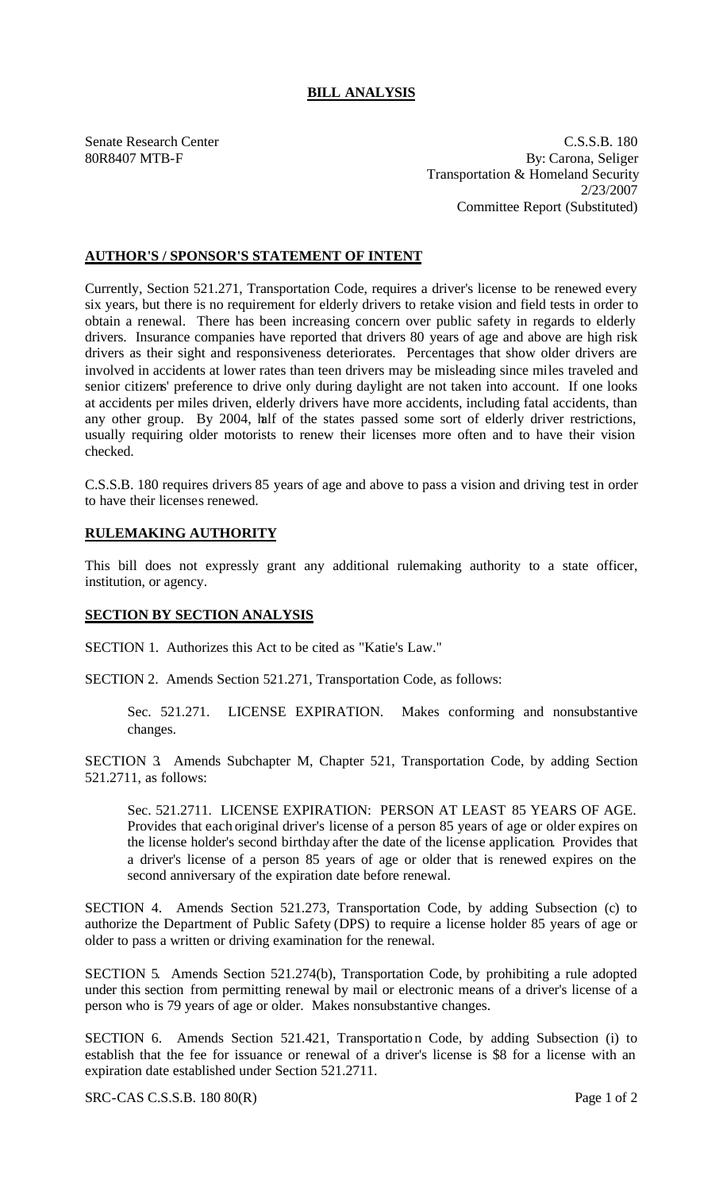# BILL ANALYSIS

Senate Research Center
80R8407 MTB-F

C.S.S.B. 180
By: Carona, Seliger
Transportation & Homeland Security
2/23/2007
Committee Report (Substituted)

## AUTHOR'S / SPONSOR'S STATEMENT OF INTENT

Currently, Section 521.271, Transportation Code, requires a driver's license to be renewed every six years, but there is no requirement for elderly drivers to retake vision and field tests in order to obtain a renewal. There has been increasing concern over public safety in regards to elderly drivers. Insurance companies have reported that drivers 80 years of age and above are high risk drivers as their sight and responsiveness deteriorates. Percentages that show older drivers are involved in accidents at lower rates than teen drivers may be misleading since miles traveled and senior citizens' preference to drive only during daylight are not taken into account. If one looks at accidents per miles driven, elderly drivers have more accidents, including fatal accidents, than any other group. By 2004, half of the states passed some sort of elderly driver restrictions, usually requiring older motorists to renew their licenses more often and to have their vision checked.

C.S.S.B. 180 requires drivers 85 years of age and above to pass a vision and driving test in order to have their licenses renewed.

## RULEMAKING AUTHORITY

This bill does not expressly grant any additional rulemaking authority to a state officer, institution, or agency.

## SECTION BY SECTION ANALYSIS

SECTION 1. Authorizes this Act to be cited as "Katie's Law."

SECTION 2. Amends Section 521.271, Transportation Code, as follows:

Sec. 521.271. LICENSE EXPIRATION. Makes conforming and nonsubstantive changes.

SECTION 3. Amends Subchapter M, Chapter 521, Transportation Code, by adding Section 521.2711, as follows:

Sec. 521.2711. LICENSE EXPIRATION: PERSON AT LEAST 85 YEARS OF AGE. Provides that each original driver's license of a person 85 years of age or older expires on the license holder's second birthday after the date of the license application. Provides that a driver's license of a person 85 years of age or older that is renewed expires on the second anniversary of the expiration date before renewal.

SECTION 4. Amends Section 521.273, Transportation Code, by adding Subsection (c) to authorize the Department of Public Safety (DPS) to require a license holder 85 years of age or older to pass a written or driving examination for the renewal.

SECTION 5. Amends Section 521.274(b), Transportation Code, by prohibiting a rule adopted under this section from permitting renewal by mail or electronic means of a driver's license of a person who is 79 years of age or older. Makes nonsubstantive changes.

SECTION 6. Amends Section 521.421, Transportation Code, by adding Subsection (i) to establish that the fee for issuance or renewal of a driver's license is $8 for a license with an expiration date established under Section 521.2711.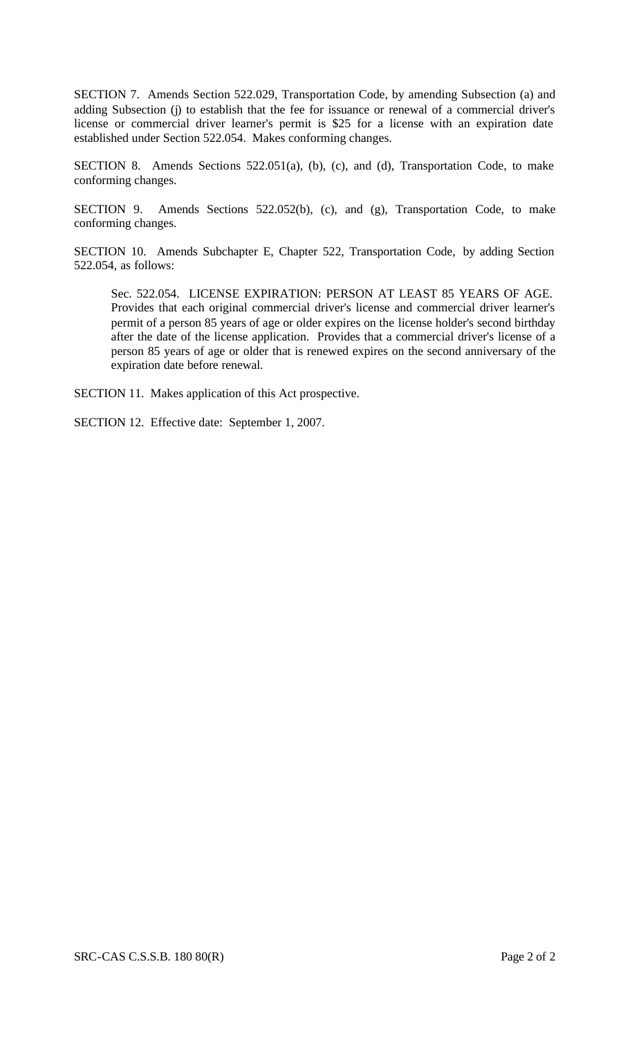SECTION 7. Amends Section 522.029, Transportation Code, by amending Subsection (a) and adding Subsection (j) to establish that the fee for issuance or renewal of a commercial driver's license or commercial driver learner's permit is $25 for a license with an expiration date established under Section 522.054. Makes conforming changes.

SECTION 8. Amends Sections 522.051(a), (b), (c), and (d), Transportation Code, to make conforming changes.

SECTION 9. Amends Sections 522.052(b), (c), and (g), Transportation Code, to make conforming changes.

SECTION 10. Amends Subchapter E, Chapter 522, Transportation Code, by adding Section 522.054, as follows:

> Sec. 522.054. LICENSE EXPIRATION: PERSON AT LEAST 85 YEARS OF AGE. Provides that each original commercial driver's license and commercial driver learner's permit of a person 85 years of age or older expires on the license holder's second birthday after the date of the license application. Provides that a commercial driver's license of a person 85 years of age or older that is renewed expires on the second anniversary of the expiration date before renewal.

SECTION 11. Makes application of this Act prospective.

SECTION 12. Effective date: September 1, 2007.